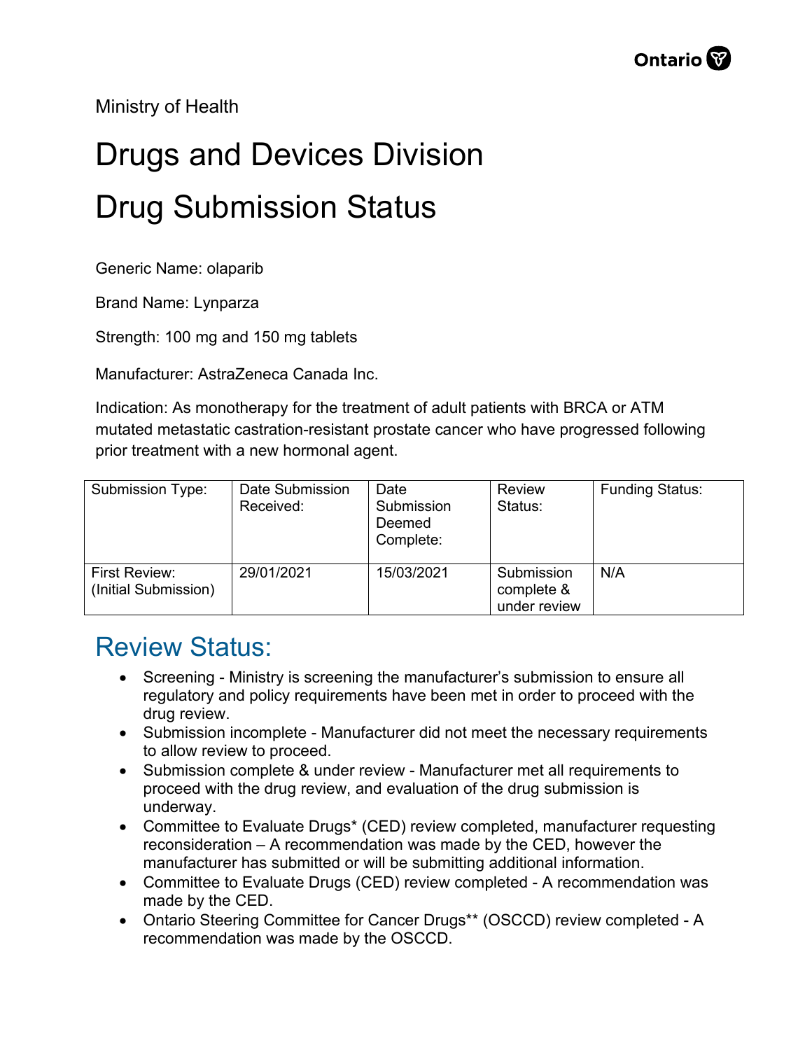Ministry of Health

# Drugs and Devices Division

# Drug Submission Status

Generic Name: olaparib

Brand Name: Lynparza

Strength: 100 mg and 150 mg tablets

Manufacturer: AstraZeneca Canada Inc.

Indication: As monotherapy for the treatment of adult patients with BRCA or ATM mutated metastatic castration-resistant prostate cancer who have progressed following prior treatment with a new hormonal agent.

| Submission Type: | Date Submission Received: | Date Submission Deemed Complete: | Review Status: | Funding Status: |
|---|---|---|---|---|
| First Review: (Initial Submission) | 29/01/2021 | 15/03/2021 | Submission complete & under review | N/A |

## Review Status:

- Screening - Ministry is screening the manufacturer's submission to ensure all regulatory and policy requirements have been met in order to proceed with the drug review.
- Submission incomplete - Manufacturer did not meet the necessary requirements to allow review to proceed.
- Submission complete & under review - Manufacturer met all requirements to proceed with the drug review, and evaluation of the drug submission is underway.
- Committee to Evaluate Drugs* (CED) review completed, manufacturer requesting reconsideration – A recommendation was made by the CED, however the manufacturer has submitted or will be submitting additional information.
- Committee to Evaluate Drugs (CED) review completed - A recommendation was made by the CED.
- Ontario Steering Committee for Cancer Drugs** (OSCCD) review completed - A recommendation was made by the OSCCD.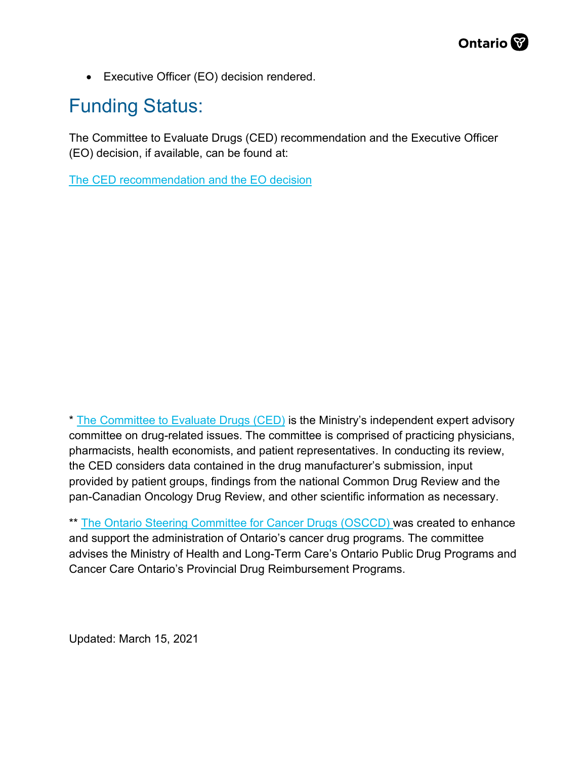- Executive Officer (EO) decision rendered.

## Funding Status:

The Committee to Evaluate Drugs (CED) recommendation and the Executive Officer (EO) decision, if available, can be found at:

The CED recommendation and the EO decision

* The Committee to Evaluate Drugs (CED) is the Ministry's independent expert advisory committee on drug-related issues. The committee is comprised of practicing physicians, pharmacists, health economists, and patient representatives. In conducting its review, the CED considers data contained in the drug manufacturer's submission, input provided by patient groups, findings from the national Common Drug Review and the pan-Canadian Oncology Drug Review, and other scientific information as necessary.

** The Ontario Steering Committee for Cancer Drugs (OSCCD) was created to enhance and support the administration of Ontario's cancer drug programs. The committee advises the Ministry of Health and Long-Term Care's Ontario Public Drug Programs and Cancer Care Ontario's Provincial Drug Reimbursement Programs.

Updated: March 15, 2021